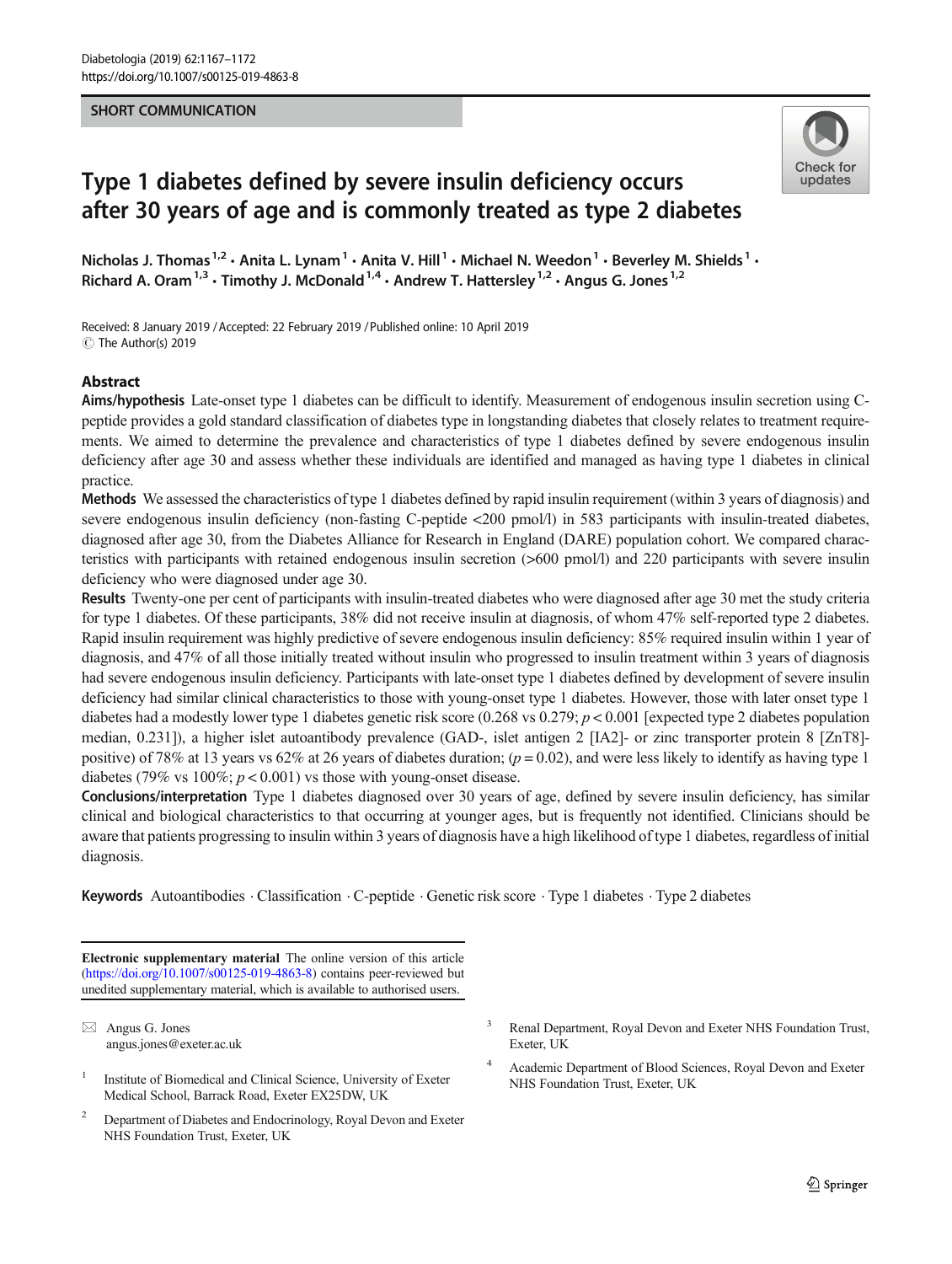SHORT COMMUNICATION

# Type 1 diabetes defined by severe insulin deficiency occurs after 30 years of age and is commonly treated as type 2 diabetes

Nicholas J. Thomas[1,2] · Anita L. Lynam[1] · Anita V. Hill[1] · Michael N. Weedon[1] · Beverley M. Shields[1] · Richard A. Oram[1,3] · Timothy J. McDonald[1,4] · Andrew T. Hattersley[1,2] · Angus G. Jones[1,2]

Received: 8 January 2019 / Accepted: 22 February 2019 / Published online: 10 April 2019
© The Author(s) 2019

## Abstract

**Aims/hypothesis** Late-onset type 1 diabetes can be difficult to identify. Measurement of endogenous insulin secretion using C-peptide provides a gold standard classification of diabetes type in longstanding diabetes that closely relates to treatment requirements. We aimed to determine the prevalence and characteristics of type 1 diabetes defined by severe endogenous insulin deficiency after age 30 and assess whether these individuals are identified and managed as having type 1 diabetes in clinical practice.

**Methods** We assessed the characteristics of type 1 diabetes defined by rapid insulin requirement (within 3 years of diagnosis) and severe endogenous insulin deficiency (non-fasting C-peptide <200 pmol/l) in 583 participants with insulin-treated diabetes, diagnosed after age 30, from the Diabetes Alliance for Research in England (DARE) population cohort. We compared characteristics with participants with retained endogenous insulin secretion (>600 pmol/l) and 220 participants with severe insulin deficiency who were diagnosed under age 30.

**Results** Twenty-one per cent of participants with insulin-treated diabetes who were diagnosed after age 30 met the study criteria for type 1 diabetes. Of these participants, 38% did not receive insulin at diagnosis, of whom 47% self-reported type 2 diabetes. Rapid insulin requirement was highly predictive of severe endogenous insulin deficiency: 85% required insulin within 1 year of diagnosis, and 47% of all those initially treated without insulin who progressed to insulin treatment within 3 years of diagnosis had severe endogenous insulin deficiency. Participants with late-onset type 1 diabetes defined by development of severe insulin deficiency had similar clinical characteristics to those with young-onset type 1 diabetes. However, those with later onset type 1 diabetes had a modestly lower type 1 diabetes genetic risk score (0.268 vs 0.279; $p < 0.001$ [expected type 2 diabetes population median, 0.231]), a higher islet autoantibody prevalence (GAD-, islet antigen 2 [IA2]- or zinc transporter protein 8 [ZnT8]-positive) of 78% at 13 years vs 62% at 26 years of diabetes duration; ($p = 0.02$), and were less likely to identify as having type 1 diabetes (79% vs 100%; $p < 0.001$) vs those with young-onset disease.

**Conclusions/interpretation** Type 1 diabetes diagnosed over 30 years of age, defined by severe insulin deficiency, has similar clinical and biological characteristics to that occurring at younger ages, but is frequently not identified. Clinicians should be aware that patients progressing to insulin within 3 years of diagnosis have a high likelihood of type 1 diabetes, regardless of initial diagnosis.

**Keywords** Autoantibodies · Classification · C-peptide · Genetic risk score · Type 1 diabetes · Type 2 diabetes

---

**Electronic supplementary material** The online version of this article (https://doi.org/10.1007/s00125-019-4863-8) contains peer-reviewed but unedited supplementary material, which is available to authorised users.

✉ Angus G. Jones
angus.jones@exeter.ac.uk

[1] Institute of Biomedical and Clinical Science, University of Exeter Medical School, Barrack Road, Exeter EX25DW, UK

[2] Department of Diabetes and Endocrinology, Royal Devon and Exeter NHS Foundation Trust, Exeter, UK

[3] Renal Department, Royal Devon and Exeter NHS Foundation Trust, Exeter, UK

[4] Academic Department of Blood Sciences, Royal Devon and Exeter NHS Foundation Trust, Exeter, UK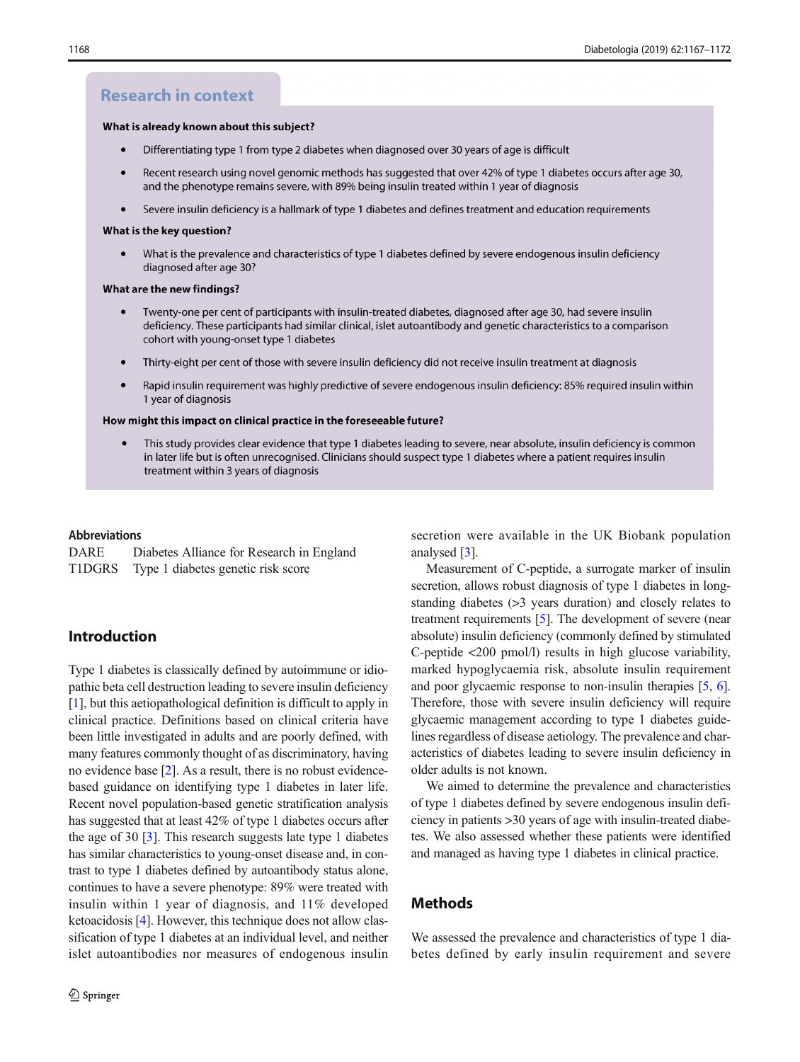## Research in context

**What is already known about this subject?**

- Differentiating type 1 from type 2 diabetes when diagnosed over 30 years of age is difficult
- Recent research using novel genomic methods has suggested that over 42% of type 1 diabetes occurs after age 30, and the phenotype remains severe, with 89% being insulin treated within 1 year of diagnosis
- Severe insulin deficiency is a hallmark of type 1 diabetes and defines treatment and education requirements

**What is the key question?**

- What is the prevalence and characteristics of type 1 diabetes defined by severe endogenous insulin deficiency diagnosed after age 30?

**What are the new findings?**

- Twenty-one per cent of participants with insulin-treated diabetes, diagnosed after age 30, had severe insulin deficiency. These participants had similar clinical, islet autoantibody and genetic characteristics to a comparison cohort with young-onset type 1 diabetes
- Thirty-eight per cent of those with severe insulin deficiency did not receive insulin treatment at diagnosis
- Rapid insulin requirement was highly predictive of severe endogenous insulin deficiency: 85% required insulin within 1 year of diagnosis

**How might this impact on clinical practice in the foreseeable future?**

- This study provides clear evidence that type 1 diabetes leading to severe, near absolute, insulin deficiency is common in later life but is often unrecognised. Clinicians should suspect type 1 diabetes where a patient requires insulin treatment within 3 years of diagnosis

**Abbreviations**

DARE Diabetes Alliance for Research in England
T1DGRS Type 1 diabetes genetic risk score

## Introduction

Type 1 diabetes is classically defined by autoimmune or idiopathic beta cell destruction leading to severe insulin deficiency [1], but this aetiopathological definition is difficult to apply in clinical practice. Definitions based on clinical criteria have been little investigated in adults and are poorly defined, with many features commonly thought of as discriminatory, having no evidence base [2]. As a result, there is no robust evidence-based guidance on identifying type 1 diabetes in later life. Recent novel population-based genetic stratification analysis has suggested that at least 42% of type 1 diabetes occurs after the age of 30 [3]. This research suggests late type 1 diabetes has similar characteristics to young-onset disease and, in contrast to type 1 diabetes defined by autoantibody status alone, continues to have a severe phenotype: 89% were treated with insulin within 1 year of diagnosis, and 11% developed ketoacidosis [4]. However, this technique does not allow classification of type 1 diabetes at an individual level, and neither islet autoantibodies nor measures of endogenous insulin secretion were available in the UK Biobank population analysed [3].

Measurement of C-peptide, a surrogate marker of insulin secretion, allows robust diagnosis of type 1 diabetes in long-standing diabetes (>3 years duration) and closely relates to treatment requirements [5]. The development of severe (near absolute) insulin deficiency (commonly defined by stimulated C-peptide <200 pmol/l) results in high glucose variability, marked hypoglycaemia risk, absolute insulin requirement and poor glycaemic response to non-insulin therapies [5, 6]. Therefore, those with severe insulin deficiency will require glycaemic management according to type 1 diabetes guidelines regardless of disease aetiology. The prevalence and characteristics of diabetes leading to severe insulin deficiency in older adults is not known.

We aimed to determine the prevalence and characteristics of type 1 diabetes defined by severe endogenous insulin deficiency in patients >30 years of age with insulin-treated diabetes. We also assessed whether these patients were identified and managed as having type 1 diabetes in clinical practice.

## Methods

We assessed the prevalence and characteristics of type 1 diabetes defined by early insulin requirement and severe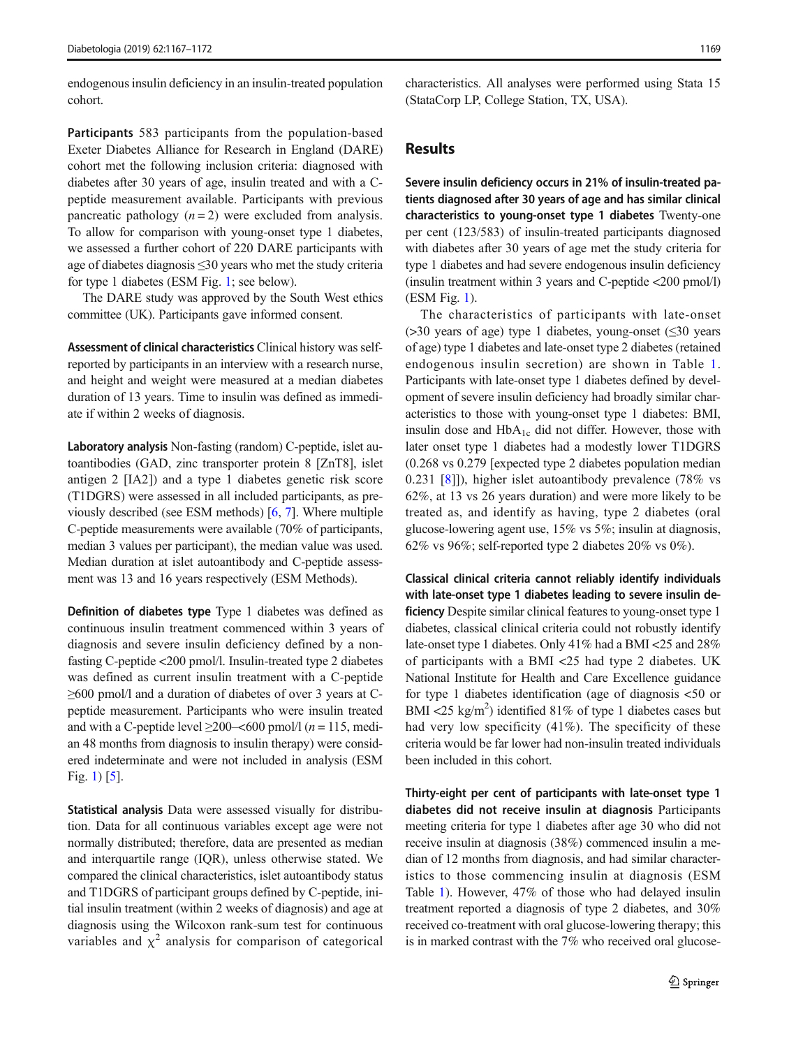endogenous insulin deficiency in an insulin-treated population cohort.

**Participants** 583 participants from the population-based Exeter Diabetes Alliance for Research in England (DARE) cohort met the following inclusion criteria: diagnosed with diabetes after 30 years of age, insulin treated and with a C-peptide measurement available. Participants with previous pancreatic pathology ($n = 2$) were excluded from analysis. To allow for comparison with young-onset type 1 diabetes, we assessed a further cohort of 220 DARE participants with age of diabetes diagnosis ≤30 years who met the study criteria for type 1 diabetes (ESM Fig. 1; see below).

The DARE study was approved by the South West ethics committee (UK). Participants gave informed consent.

**Assessment of clinical characteristics** Clinical history was self-reported by participants in an interview with a research nurse, and height and weight were measured at a median diabetes duration of 13 years. Time to insulin was defined as immediate if within 2 weeks of diagnosis.

**Laboratory analysis** Non-fasting (random) C-peptide, islet autoantibodies (GAD, zinc transporter protein 8 [ZnT8], islet antigen 2 [IA2]) and a type 1 diabetes genetic risk score (T1DGRS) were assessed in all included participants, as previously described (see ESM methods) [6, 7]. Where multiple C-peptide measurements were available (70% of participants, median 3 values per participant), the median value was used. Median duration at islet autoantibody and C-peptide assessment was 13 and 16 years respectively (ESM Methods).

**Definition of diabetes type** Type 1 diabetes was defined as continuous insulin treatment commenced within 3 years of diagnosis and severe insulin deficiency defined by a non-fasting C-peptide <200 pmol/l. Insulin-treated type 2 diabetes was defined as current insulin treatment with a C-peptide ≥600 pmol/l and a duration of diabetes of over 3 years at C-peptide measurement. Participants who were insulin treated and with a C-peptide level ≥200–<600 pmol/l ($n = 115$, median 48 months from diagnosis to insulin therapy) were considered indeterminate and were not included in analysis (ESM Fig. 1) [5].

**Statistical analysis** Data were assessed visually for distribution. Data for all continuous variables except age were not normally distributed; therefore, data are presented as median and interquartile range (IQR), unless otherwise stated. We compared the clinical characteristics, islet autoantibody status and T1DGRS of participant groups defined by C-peptide, initial insulin treatment (within 2 weeks of diagnosis) and age at diagnosis using the Wilcoxon rank-sum test for continuous variables and $\chi^2$ analysis for comparison of categorical characteristics. All analyses were performed using Stata 15 (StataCorp LP, College Station, TX, USA).

## Results

**Severe insulin deficiency occurs in 21% of insulin-treated patients diagnosed after 30 years of age and has similar clinical characteristics to young-onset type 1 diabetes** Twenty-one per cent (123/583) of insulin-treated participants diagnosed with diabetes after 30 years of age met the study criteria for type 1 diabetes and had severe endogenous insulin deficiency (insulin treatment within 3 years and C-peptide <200 pmol/l) (ESM Fig. 1).

The characteristics of participants with late-onset (>30 years of age) type 1 diabetes, young-onset (≤30 years of age) type 1 diabetes and late-onset type 2 diabetes (retained endogenous insulin secretion) are shown in Table 1. Participants with late-onset type 1 diabetes defined by development of severe insulin deficiency had broadly similar characteristics to those with young-onset type 1 diabetes: BMI, insulin dose and $HbA_{1c}$ did not differ. However, those with later onset type 1 diabetes had a modestly lower T1DGRS (0.268 vs 0.279 [expected type 2 diabetes population median 0.231 [8]]), higher islet autoantibody prevalence (78% vs 62%, at 13 vs 26 years duration) and were more likely to be treated as, and identify as having, type 2 diabetes (oral glucose-lowering agent use, 15% vs 5%; insulin at diagnosis, 62% vs 96%; self-reported type 2 diabetes 20% vs 0%).

**Classical clinical criteria cannot reliably identify individuals with late-onset type 1 diabetes leading to severe insulin deficiency** Despite similar clinical features to young-onset type 1 diabetes, classical clinical criteria could not robustly identify late-onset type 1 diabetes. Only 41% had a BMI <25 and 28% of participants with a BMI <25 had type 2 diabetes. UK National Institute for Health and Care Excellence guidance for type 1 diabetes identification (age of diagnosis <50 or BMI <25 kg/m$^2$) identified 81% of type 1 diabetes cases but had very low specificity (41%). The specificity of these criteria would be far lower had non-insulin treated individuals been included in this cohort.

**Thirty-eight per cent of participants with late-onset type 1 diabetes did not receive insulin at diagnosis** Participants meeting criteria for type 1 diabetes after age 30 who did not receive insulin at diagnosis (38%) commenced insulin a median of 12 months from diagnosis, and had similar characteristics to those commencing insulin at diagnosis (ESM Table 1). However, 47% of those who had delayed insulin treatment reported a diagnosis of type 2 diabetes, and 30% received co-treatment with oral glucose-lowering therapy; this is in marked contrast with the 7% who received oral glucose-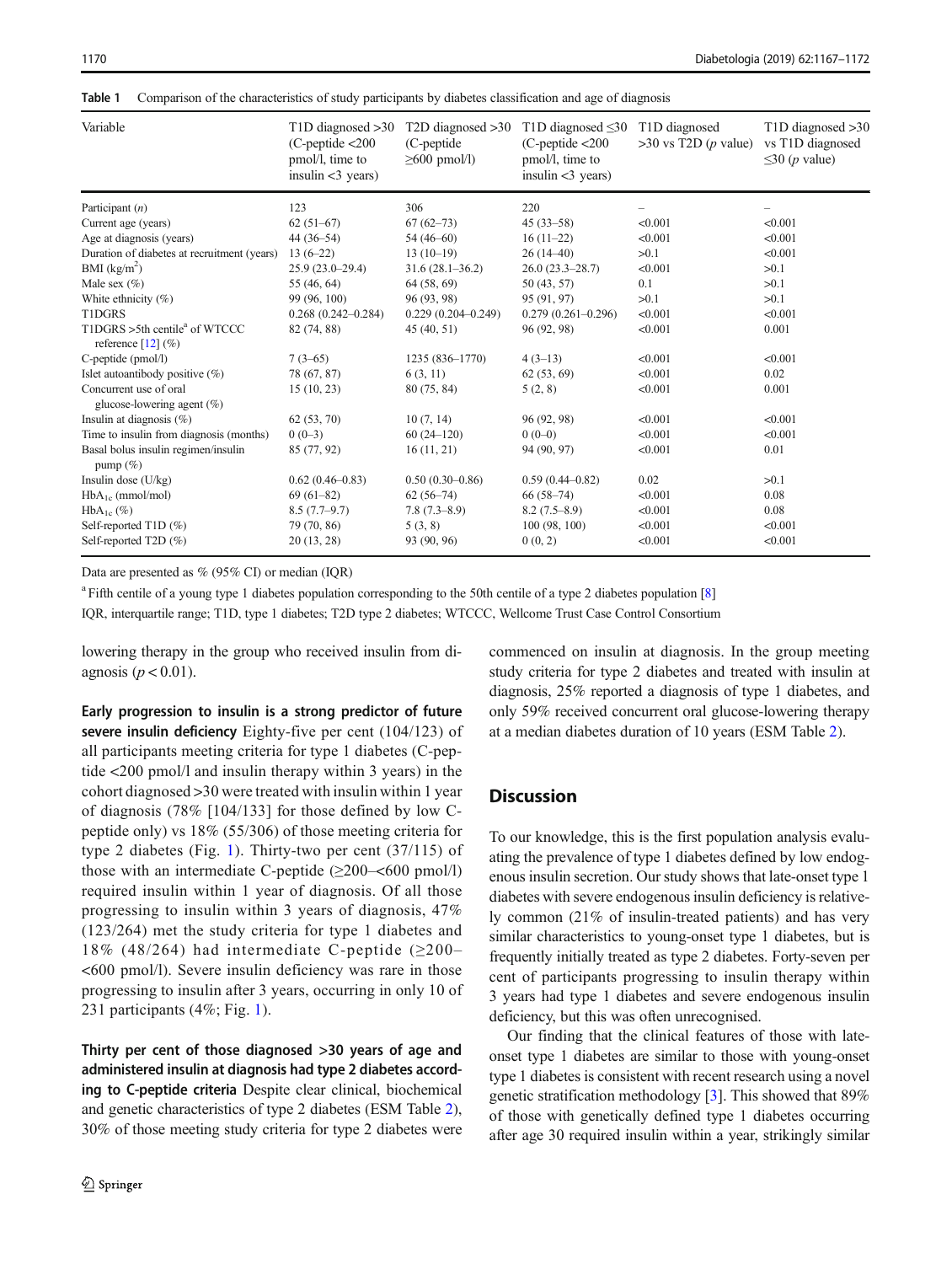**Table 1** Comparison of the characteristics of study participants by diabetes classification and age of diagnosis

| Variable | T1D diagnosed >30 (C-peptide <200 pmol/l, time to insulin <3 years) | T2D diagnosed >30 (C-peptide ≥600 pmol/l) | T1D diagnosed ≤30 (C-peptide <200 pmol/l, time to insulin <3 years) | T1D diagnosed >30 vs T2D (*p* value) | T1D diagnosed >30 vs T1D diagnosed ≤30 (*p* value) |
|---|---|---|---|---|---|
| Participant (*n*) | 123 | 306 | 220 | – | – |
| Current age (years) | 62 (51–67) | 67 (62–73) | 45 (33–58) | <0.001 | <0.001 |
| Age at diagnosis (years) | 44 (36–54) | 54 (46–60) | 16 (11–22) | <0.001 | <0.001 |
| Duration of diabetes at recruitment (years) | 13 (6–22) | 13 (10–19) | 26 (14–40) | >0.1 | <0.001 |
| BMI (kg/m$^2$) | 25.9 (23.0–29.4) | 31.6 (28.1–36.2) | 26.0 (23.3–28.7) | <0.001 | >0.1 |
| Male sex (%) | 55 (46, 64) | 64 (58, 69) | 50 (43, 57) | 0.1 | >0.1 |
| White ethnicity (%) | 99 (96, 100) | 96 (93, 98) | 95 (91, 97) | >0.1 | >0.1 |
| T1DGRS | 0.268 (0.242–0.284) | 0.229 (0.204–0.249) | 0.279 (0.261–0.296) | <0.001 | <0.001 |
| T1DGRS >5th centile[a] of WTCCC reference [12] (%) | 82 (74, 88) | 45 (40, 51) | 96 (92, 98) | <0.001 | 0.001 |
| C-peptide (pmol/l) | 7 (3–65) | 1235 (836–1770) | 4 (3–13) | <0.001 | <0.001 |
| Islet autoantibody positive (%) | 78 (67, 87) | 6 (3, 11) | 62 (53, 69) | <0.001 | 0.02 |
| Concurrent use of oral glucose-lowering agent (%) | 15 (10, 23) | 80 (75, 84) | 5 (2, 8) | <0.001 | 0.001 |
| Insulin at diagnosis (%) | 62 (53, 70) | 10 (7, 14) | 96 (92, 98) | <0.001 | <0.001 |
| Time to insulin from diagnosis (months) | 0 (0–3) | 60 (24–120) | 0 (0–0) | <0.001 | <0.001 |
| Basal bolus insulin regimen/insulin pump (%) | 85 (77, 92) | 16 (11, 21) | 94 (90, 97) | <0.001 | 0.01 |
| Insulin dose (U/kg) | 0.62 (0.46–0.83) | 0.50 (0.30–0.86) | 0.59 (0.44–0.82) | 0.02 | >0.1 |
| HbA$_{1c}$ (mmol/mol) | 69 (61–82) | 62 (56–74) | 66 (58–74) | <0.001 | 0.08 |
| HbA$_{1c}$ (%) | 8.5 (7.7–9.7) | 7.8 (7.3–8.9) | 8.2 (7.5–8.9) | <0.001 | 0.08 |
| Self-reported T1D (%) | 79 (70, 86) | 5 (3, 8) | 100 (98, 100) | <0.001 | <0.001 |
| Self-reported T2D (%) | 20 (13, 28) | 93 (90, 96) | 0 (0, 2) | <0.001 | <0.001 |

Data are presented as % (95% CI) or median (IQR)

[a] Fifth centile of a young type 1 diabetes population corresponding to the 50th centile of a type 2 diabetes population [8]

IQR, interquartile range; T1D, type 1 diabetes; T2D type 2 diabetes; WTCCC, Wellcome Trust Case Control Consortium

lowering therapy in the group who received insulin from diagnosis ($p < 0.01$).

**Early progression to insulin is a strong predictor of future severe insulin deficiency** Eighty-five per cent (104/123) of all participants meeting criteria for type 1 diabetes (C-peptide <200 pmol/l and insulin therapy within 3 years) in the cohort diagnosed >30 were treated with insulin within 1 year of diagnosis (78% [104/133] for those defined by low C-peptide only) vs 18% (55/306) of those meeting criteria for type 2 diabetes (Fig. 1). Thirty-two per cent (37/115) of those with an intermediate C-peptide (≥200–<600 pmol/l) required insulin within 1 year of diagnosis. Of all those progressing to insulin within 3 years of diagnosis, 47% (123/264) met the study criteria for type 1 diabetes and 18% (48/264) had intermediate C-peptide (≥200–<600 pmol/l). Severe insulin deficiency was rare in those progressing to insulin after 3 years, occurring in only 10 of 231 participants (4%; Fig. 1).

**Thirty per cent of those diagnosed >30 years of age and administered insulin at diagnosis had type 2 diabetes according to C-peptide criteria** Despite clear clinical, biochemical and genetic characteristics of type 2 diabetes (ESM Table 2), 30% of those meeting study criteria for type 2 diabetes were commenced on insulin at diagnosis. In the group meeting study criteria for type 2 diabetes and treated with insulin at diagnosis, 25% reported a diagnosis of type 1 diabetes, and only 59% received concurrent oral glucose-lowering therapy at a median diabetes duration of 10 years (ESM Table 2).

## Discussion

To our knowledge, this is the first population analysis evaluating the prevalence of type 1 diabetes defined by low endogenous insulin secretion. Our study shows that late-onset type 1 diabetes with severe endogenous insulin deficiency is relatively common (21% of insulin-treated patients) and has very similar characteristics to young-onset type 1 diabetes, but is frequently initially treated as type 2 diabetes. Forty-seven per cent of participants progressing to insulin therapy within 3 years had type 1 diabetes and severe endogenous insulin deficiency, but this was often unrecognised.

Our finding that the clinical features of those with late-onset type 1 diabetes are similar to those with young-onset type 1 diabetes is consistent with recent research using a novel genetic stratification methodology [3]. This showed that 89% of those with genetically defined type 1 diabetes occurring after age 30 required insulin within a year, strikingly similar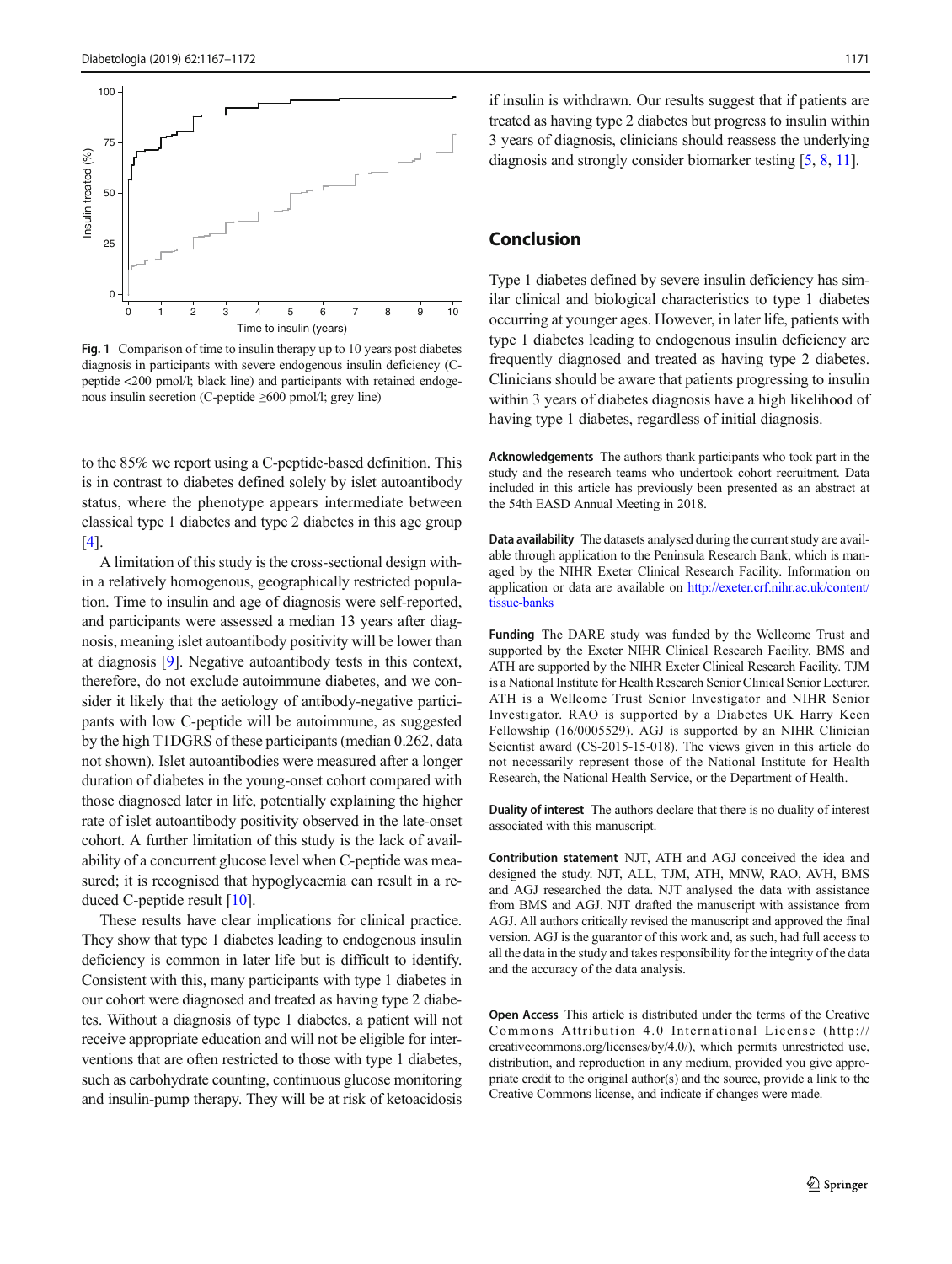Fig. 1 Comparison of time to insulin therapy up to 10 years post diabetes diagnosis in participants with severe endogenous insulin deficiency (C-peptide <200 pmol/l; black line) and participants with retained endogenous insulin secretion (C-peptide ≥600 pmol/l; grey line)

to the 85% we report using a C-peptide-based definition. This is in contrast to diabetes defined solely by islet autoantibody status, where the phenotype appears intermediate between classical type 1 diabetes and type 2 diabetes in this age group [4].

A limitation of this study is the cross-sectional design within a relatively homogenous, geographically restricted population. Time to insulin and age of diagnosis were self-reported, and participants were assessed a median 13 years after diagnosis, meaning islet autoantibody positivity will be lower than at diagnosis [9]. Negative autoantibody tests in this context, therefore, do not exclude autoimmune diabetes, and we consider it likely that the aetiology of antibody-negative participants with low C-peptide will be autoimmune, as suggested by the high T1DGRS of these participants (median 0.262, data not shown). Islet autoantibodies were measured after a longer duration of diabetes in the young-onset cohort compared with those diagnosed later in life, potentially explaining the higher rate of islet autoantibody positivity observed in the late-onset cohort. A further limitation of this study is the lack of availability of a concurrent glucose level when C-peptide was measured; it is recognised that hypoglycaemia can result in a reduced C-peptide result [10].

These results have clear implications for clinical practice. They show that type 1 diabetes leading to endogenous insulin deficiency is common in later life but is difficult to identify. Consistent with this, many participants with type 1 diabetes in our cohort were diagnosed and treated as having type 2 diabetes. Without a diagnosis of type 1 diabetes, a patient will not receive appropriate education and will not be eligible for interventions that are often restricted to those with type 1 diabetes, such as carbohydrate counting, continuous glucose monitoring and insulin-pump therapy. They will be at risk of ketoacidosis if insulin is withdrawn. Our results suggest that if patients are treated as having type 2 diabetes but progress to insulin within 3 years of diagnosis, clinicians should reassess the underlying diagnosis and strongly consider biomarker testing [5, 8, 11].

## Conclusion

Type 1 diabetes defined by severe insulin deficiency has similar clinical and biological characteristics to type 1 diabetes occurring at younger ages. However, in later life, patients with type 1 diabetes leading to endogenous insulin deficiency are frequently diagnosed and treated as having type 2 diabetes. Clinicians should be aware that patients progressing to insulin within 3 years of diabetes diagnosis have a high likelihood of having type 1 diabetes, regardless of initial diagnosis.

**Acknowledgements** The authors thank participants who took part in the study and the research teams who undertook cohort recruitment. Data included in this article has previously been presented as an abstract at the 54th EASD Annual Meeting in 2018.

**Data availability** The datasets analysed during the current study are available through application to the Peninsula Research Bank, which is managed by the NIHR Exeter Clinical Research Facility. Information on application or data are available on http://exeter.crf.nihr.ac.uk/content/tissue-banks

**Funding** The DARE study was funded by the Wellcome Trust and supported by the Exeter NIHR Clinical Research Facility. BMS and ATH are supported by the NIHR Exeter Clinical Research Facility. TJM is a National Institute for Health Research Senior Clinical Senior Lecturer. ATH is a Wellcome Trust Senior Investigator and NIHR Senior Investigator. RAO is supported by a Diabetes UK Harry Keen Fellowship (16/0005529). AGJ is supported by an NIHR Clinician Scientist award (CS-2015-15-018). The views given in this article do not necessarily represent those of the National Institute for Health Research, the National Health Service, or the Department of Health.

**Duality of interest** The authors declare that there is no duality of interest associated with this manuscript.

**Contribution statement** NJT, ATH and AGJ conceived the idea and designed the study. NJT, ALL, TJM, ATH, MNW, RAO, AVH, BMS and AGJ researched the data. NJT analysed the data with assistance from BMS and AGJ. NJT drafted the manuscript with assistance from AGJ. All authors critically revised the manuscript and approved the final version. AGJ is the guarantor of this work and, as such, had full access to all the data in the study and takes responsibility for the integrity of the data and the accuracy of the data analysis.

**Open Access** This article is distributed under the terms of the Creative Commons Attribution 4.0 International License (http://creativecommons.org/licenses/by/4.0/), which permits unrestricted use, distribution, and reproduction in any medium, provided you give appropriate credit to the original author(s) and the source, provide a link to the Creative Commons license, and indicate if changes were made.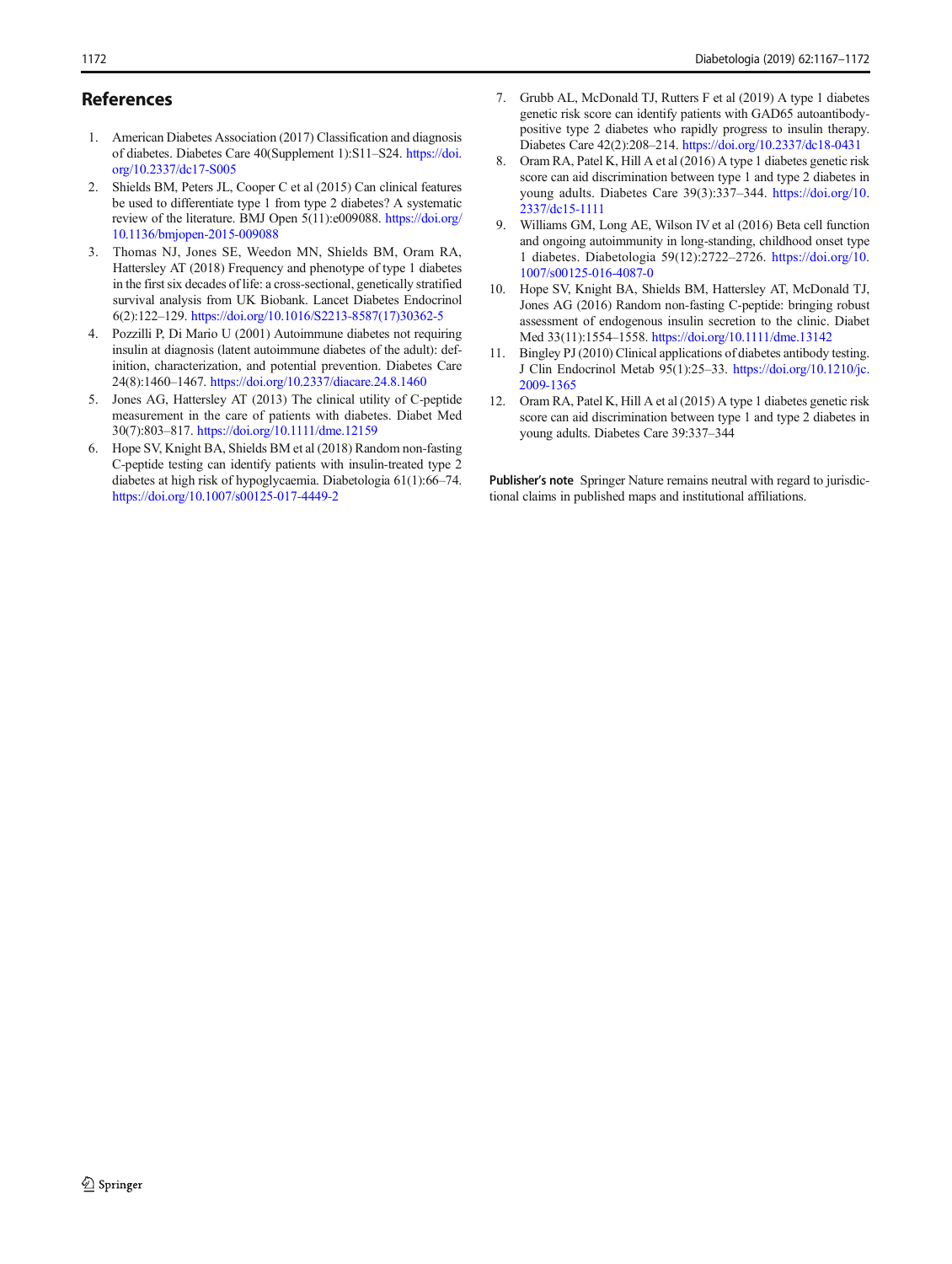## References

1. American Diabetes Association (2017) Classification and diagnosis of diabetes. Diabetes Care 40(Supplement 1):S11–S24. https://doi.org/10.2337/dc17-S005
2. Shields BM, Peters JL, Cooper C et al (2015) Can clinical features be used to differentiate type 1 from type 2 diabetes? A systematic review of the literature. BMJ Open 5(11):e009088. https://doi.org/10.1136/bmjopen-2015-009088
3. Thomas NJ, Jones SE, Weedon MN, Shields BM, Oram RA, Hattersley AT (2018) Frequency and phenotype of type 1 diabetes in the first six decades of life: a cross-sectional, genetically stratified survival analysis from UK Biobank. Lancet Diabetes Endocrinol 6(2):122–129. https://doi.org/10.1016/S2213-8587(17)30362-5
4. Pozzilli P, Di Mario U (2001) Autoimmune diabetes not requiring insulin at diagnosis (latent autoimmune diabetes of the adult): definition, characterization, and potential prevention. Diabetes Care 24(8):1460–1467. https://doi.org/10.2337/diacare.24.8.1460
5. Jones AG, Hattersley AT (2013) The clinical utility of C-peptide measurement in the care of patients with diabetes. Diabet Med 30(7):803–817. https://doi.org/10.1111/dme.12159
6. Hope SV, Knight BA, Shields BM et al (2018) Random non-fasting C-peptide testing can identify patients with insulin-treated type 2 diabetes at high risk of hypoglycaemia. Diabetologia 61(1):66–74. https://doi.org/10.1007/s00125-017-4449-2
7. Grubb AL, McDonald TJ, Rutters F et al (2019) A type 1 diabetes genetic risk score can identify patients with GAD65 autoantibody-positive type 2 diabetes who rapidly progress to insulin therapy. Diabetes Care 42(2):208–214. https://doi.org/10.2337/dc18-0431
8. Oram RA, Patel K, Hill A et al (2016) A type 1 diabetes genetic risk score can aid discrimination between type 1 and type 2 diabetes in young adults. Diabetes Care 39(3):337–344. https://doi.org/10.2337/dc15-1111
9. Williams GM, Long AE, Wilson IV et al (2016) Beta cell function and ongoing autoimmunity in long-standing, childhood onset type 1 diabetes. Diabetologia 59(12):2722–2726. https://doi.org/10.1007/s00125-016-4087-0
10. Hope SV, Knight BA, Shields BM, Hattersley AT, McDonald TJ, Jones AG (2016) Random non-fasting C-peptide: bringing robust assessment of endogenous insulin secretion to the clinic. Diabet Med 33(11):1554–1558. https://doi.org/10.1111/dme.13142
11. Bingley PJ (2010) Clinical applications of diabetes antibody testing. J Clin Endocrinol Metab 95(1):25–33. https://doi.org/10.1210/jc.2009-1365
12. Oram RA, Patel K, Hill A et al (2015) A type 1 diabetes genetic risk score can aid discrimination between type 1 and type 2 diabetes in young adults. Diabetes Care 39:337–344

**Publisher's note** Springer Nature remains neutral with regard to jurisdictional claims in published maps and institutional affiliations.